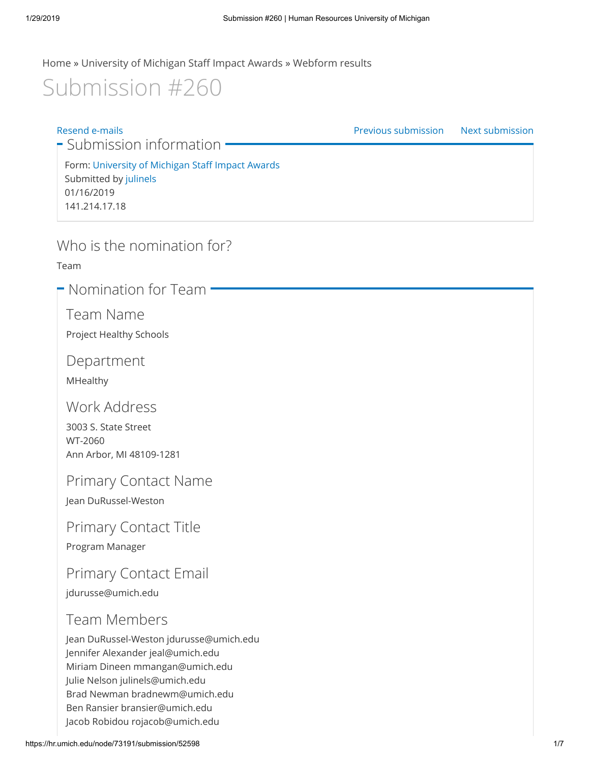Home » University of Michigan Staff Impact Awards » Webform results

# Submission #260

Resend e-mails

Previous submission    Next submission

## Submission information

Form: University of Michigan Staff Impact Awards
Submitted by julinels
01/16/2019
141.214.17.18

## Who is the nomination for?

Team

## Nomination for Team

### Team Name

Project Healthy Schools

### Department

MHealthy

### Work Address

3003 S. State Street
WT-2060
Ann Arbor, MI 48109-1281

### Primary Contact Name

Jean DuRussel-Weston

### Primary Contact Title

Program Manager

### Primary Contact Email

jdurusse@umich.edu

### Team Members

Jean DuRussel-Weston jdurusse@umich.edu
Jennifer Alexander jeal@umich.edu
Miriam Dineen mmangan@umich.edu
Julie Nelson julinels@umich.edu
Brad Newman bradnewm@umich.edu
Ben Ransier bransier@umich.edu
Jacob Robidou rojacob@umich.edu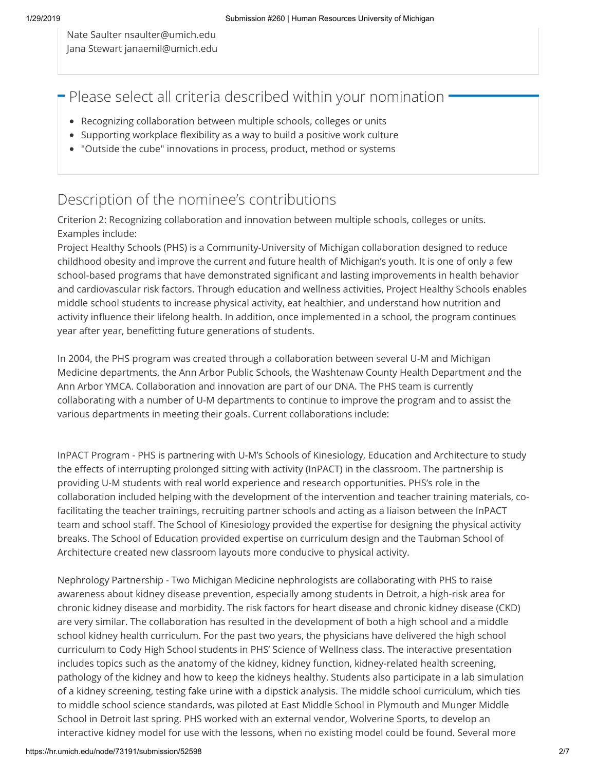Nate Saulter nsaulter@umich.edu
Jana Stewart janaemil@umich.edu

## Please select all criteria described within your nomination

- Recognizing collaboration between multiple schools, colleges or units
- Supporting workplace flexibility as a way to build a positive work culture
- "Outside the cube" innovations in process, product, method or systems

## Description of the nominee's contributions

Criterion 2: Recognizing collaboration and innovation between multiple schools, colleges or units. Examples include:

Project Healthy Schools (PHS) is a Community-University of Michigan collaboration designed to reduce childhood obesity and improve the current and future health of Michigan's youth. It is one of only a few school-based programs that have demonstrated significant and lasting improvements in health behavior and cardiovascular risk factors. Through education and wellness activities, Project Healthy Schools enables middle school students to increase physical activity, eat healthier, and understand how nutrition and activity influence their lifelong health. In addition, once implemented in a school, the program continues year after year, benefitting future generations of students.

In 2004, the PHS program was created through a collaboration between several U-M and Michigan Medicine departments, the Ann Arbor Public Schools, the Washtenaw County Health Department and the Ann Arbor YMCA. Collaboration and innovation are part of our DNA. The PHS team is currently collaborating with a number of U-M departments to continue to improve the program and to assist the various departments in meeting their goals. Current collaborations include:

InPACT Program - PHS is partnering with U-M's Schools of Kinesiology, Education and Architecture to study the effects of interrupting prolonged sitting with activity (InPACT) in the classroom. The partnership is providing U-M students with real world experience and research opportunities. PHS's role in the collaboration included helping with the development of the intervention and teacher training materials, co-facilitating the teacher trainings, recruiting partner schools and acting as a liaison between the InPACT team and school staff. The School of Kinesiology provided the expertise for designing the physical activity breaks. The School of Education provided expertise on curriculum design and the Taubman School of Architecture created new classroom layouts more conducive to physical activity.

Nephrology Partnership - Two Michigan Medicine nephrologists are collaborating with PHS to raise awareness about kidney disease prevention, especially among students in Detroit, a high-risk area for chronic kidney disease and morbidity. The risk factors for heart disease and chronic kidney disease (CKD) are very similar. The collaboration has resulted in the development of both a high school and a middle school kidney health curriculum. For the past two years, the physicians have delivered the high school curriculum to Cody High School students in PHS' Science of Wellness class. The interactive presentation includes topics such as the anatomy of the kidney, kidney function, kidney-related health screening, pathology of the kidney and how to keep the kidneys healthy. Students also participate in a lab simulation of a kidney screening, testing fake urine with a dipstick analysis. The middle school curriculum, which ties to middle school science standards, was piloted at East Middle School in Plymouth and Munger Middle School in Detroit last spring. PHS worked with an external vendor, Wolverine Sports, to develop an interactive kidney model for use with the lessons, when no existing model could be found. Several more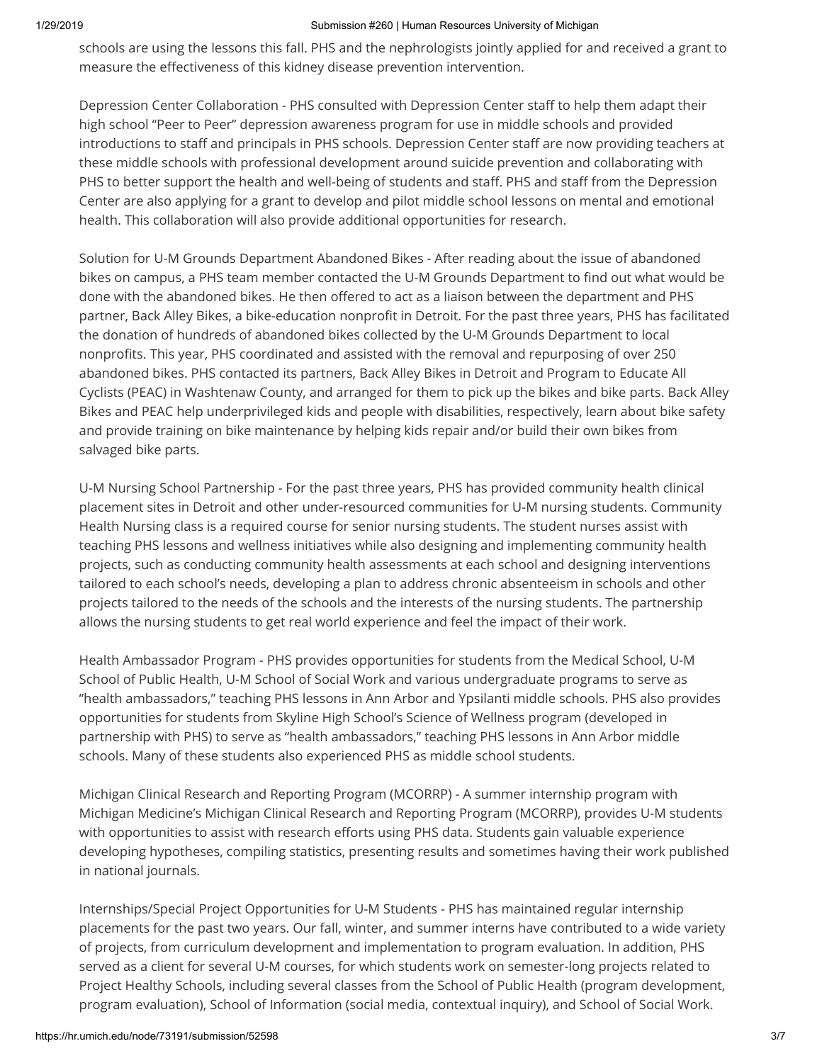schools are using the lessons this fall. PHS and the nephrologists jointly applied for and received a grant to measure the effectiveness of this kidney disease prevention intervention.

Depression Center Collaboration - PHS consulted with Depression Center staff to help them adapt their high school "Peer to Peer" depression awareness program for use in middle schools and provided introductions to staff and principals in PHS schools. Depression Center staff are now providing teachers at these middle schools with professional development around suicide prevention and collaborating with PHS to better support the health and well-being of students and staff. PHS and staff from the Depression Center are also applying for a grant to develop and pilot middle school lessons on mental and emotional health. This collaboration will also provide additional opportunities for research.

Solution for U-M Grounds Department Abandoned Bikes - After reading about the issue of abandoned bikes on campus, a PHS team member contacted the U-M Grounds Department to find out what would be done with the abandoned bikes. He then offered to act as a liaison between the department and PHS partner, Back Alley Bikes, a bike-education nonprofit in Detroit. For the past three years, PHS has facilitated the donation of hundreds of abandoned bikes collected by the U-M Grounds Department to local nonprofits. This year, PHS coordinated and assisted with the removal and repurposing of over 250 abandoned bikes. PHS contacted its partners, Back Alley Bikes in Detroit and Program to Educate All Cyclists (PEAC) in Washtenaw County, and arranged for them to pick up the bikes and bike parts. Back Alley Bikes and PEAC help underprivileged kids and people with disabilities, respectively, learn about bike safety and provide training on bike maintenance by helping kids repair and/or build their own bikes from salvaged bike parts.

U-M Nursing School Partnership - For the past three years, PHS has provided community health clinical placement sites in Detroit and other under-resourced communities for U-M nursing students. Community Health Nursing class is a required course for senior nursing students. The student nurses assist with teaching PHS lessons and wellness initiatives while also designing and implementing community health projects, such as conducting community health assessments at each school and designing interventions tailored to each school's needs, developing a plan to address chronic absenteeism in schools and other projects tailored to the needs of the schools and the interests of the nursing students. The partnership allows the nursing students to get real world experience and feel the impact of their work.

Health Ambassador Program - PHS provides opportunities for students from the Medical School, U-M School of Public Health, U-M School of Social Work and various undergraduate programs to serve as "health ambassadors," teaching PHS lessons in Ann Arbor and Ypsilanti middle schools. PHS also provides opportunities for students from Skyline High School's Science of Wellness program (developed in partnership with PHS) to serve as "health ambassadors," teaching PHS lessons in Ann Arbor middle schools. Many of these students also experienced PHS as middle school students.

Michigan Clinical Research and Reporting Program (MCORRP) - A summer internship program with Michigan Medicine's Michigan Clinical Research and Reporting Program (MCORRP), provides U-M students with opportunities to assist with research efforts using PHS data. Students gain valuable experience developing hypotheses, compiling statistics, presenting results and sometimes having their work published in national journals.

Internships/Special Project Opportunities for U-M Students - PHS has maintained regular internship placements for the past two years. Our fall, winter, and summer interns have contributed to a wide variety of projects, from curriculum development and implementation to program evaluation. In addition, PHS served as a client for several U-M courses, for which students work on semester-long projects related to Project Healthy Schools, including several classes from the School of Public Health (program development, program evaluation), School of Information (social media, contextual inquiry), and School of Social Work.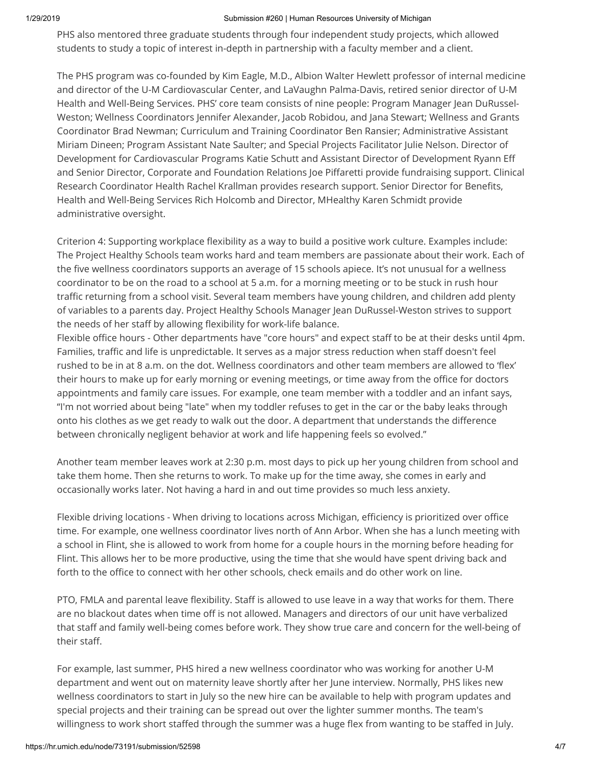PHS also mentored three graduate students through four independent study projects, which allowed students to study a topic of interest in-depth in partnership with a faculty member and a client.

The PHS program was co-founded by Kim Eagle, M.D., Albion Walter Hewlett professor of internal medicine and director of the U-M Cardiovascular Center, and LaVaughn Palma-Davis, retired senior director of U-M Health and Well-Being Services. PHS' core team consists of nine people: Program Manager Jean DuRussel-Weston; Wellness Coordinators Jennifer Alexander, Jacob Robidou, and Jana Stewart; Wellness and Grants Coordinator Brad Newman; Curriculum and Training Coordinator Ben Ransier; Administrative Assistant Miriam Dineen; Program Assistant Nate Saulter; and Special Projects Facilitator Julie Nelson. Director of Development for Cardiovascular Programs Katie Schutt and Assistant Director of Development Ryann Eff and Senior Director, Corporate and Foundation Relations Joe Piffaretti provide fundraising support. Clinical Research Coordinator Health Rachel Krallman provides research support. Senior Director for Benefits, Health and Well-Being Services Rich Holcomb and Director, MHealthy Karen Schmidt provide administrative oversight.

Criterion 4: Supporting workplace flexibility as a way to build a positive work culture. Examples include: The Project Healthy Schools team works hard and team members are passionate about their work. Each of the five wellness coordinators supports an average of 15 schools apiece. It's not unusual for a wellness coordinator to be on the road to a school at 5 a.m. for a morning meeting or to be stuck in rush hour traffic returning from a school visit. Several team members have young children, and children add plenty of variables to a parents day. Project Healthy Schools Manager Jean DuRussel-Weston strives to support the needs of her staff by allowing flexibility for work-life balance.

Flexible office hours - Other departments have "core hours" and expect staff to be at their desks until 4pm. Families, traffic and life is unpredictable. It serves as a major stress reduction when staff doesn't feel rushed to be in at 8 a.m. on the dot. Wellness coordinators and other team members are allowed to 'flex' their hours to make up for early morning or evening meetings, or time away from the office for doctors appointments and family care issues. For example, one team member with a toddler and an infant says, "I'm not worried about being "late" when my toddler refuses to get in the car or the baby leaks through onto his clothes as we get ready to walk out the door. A department that understands the difference between chronically negligent behavior at work and life happening feels so evolved."

Another team member leaves work at 2:30 p.m. most days to pick up her young children from school and take them home. Then she returns to work. To make up for the time away, she comes in early and occasionally works later. Not having a hard in and out time provides so much less anxiety.

Flexible driving locations - When driving to locations across Michigan, efficiency is prioritized over office time. For example, one wellness coordinator lives north of Ann Arbor. When she has a lunch meeting with a school in Flint, she is allowed to work from home for a couple hours in the morning before heading for Flint. This allows her to be more productive, using the time that she would have spent driving back and forth to the office to connect with her other schools, check emails and do other work on line.

PTO, FMLA and parental leave flexibility. Staff is allowed to use leave in a way that works for them. There are no blackout dates when time off is not allowed. Managers and directors of our unit have verbalized that staff and family well-being comes before work. They show true care and concern for the well-being of their staff.

For example, last summer, PHS hired a new wellness coordinator who was working for another U-M department and went out on maternity leave shortly after her June interview. Normally, PHS likes new wellness coordinators to start in July so the new hire can be available to help with program updates and special projects and their training can be spread out over the lighter summer months. The team's willingness to work short staffed through the summer was a huge flex from wanting to be staffed in July.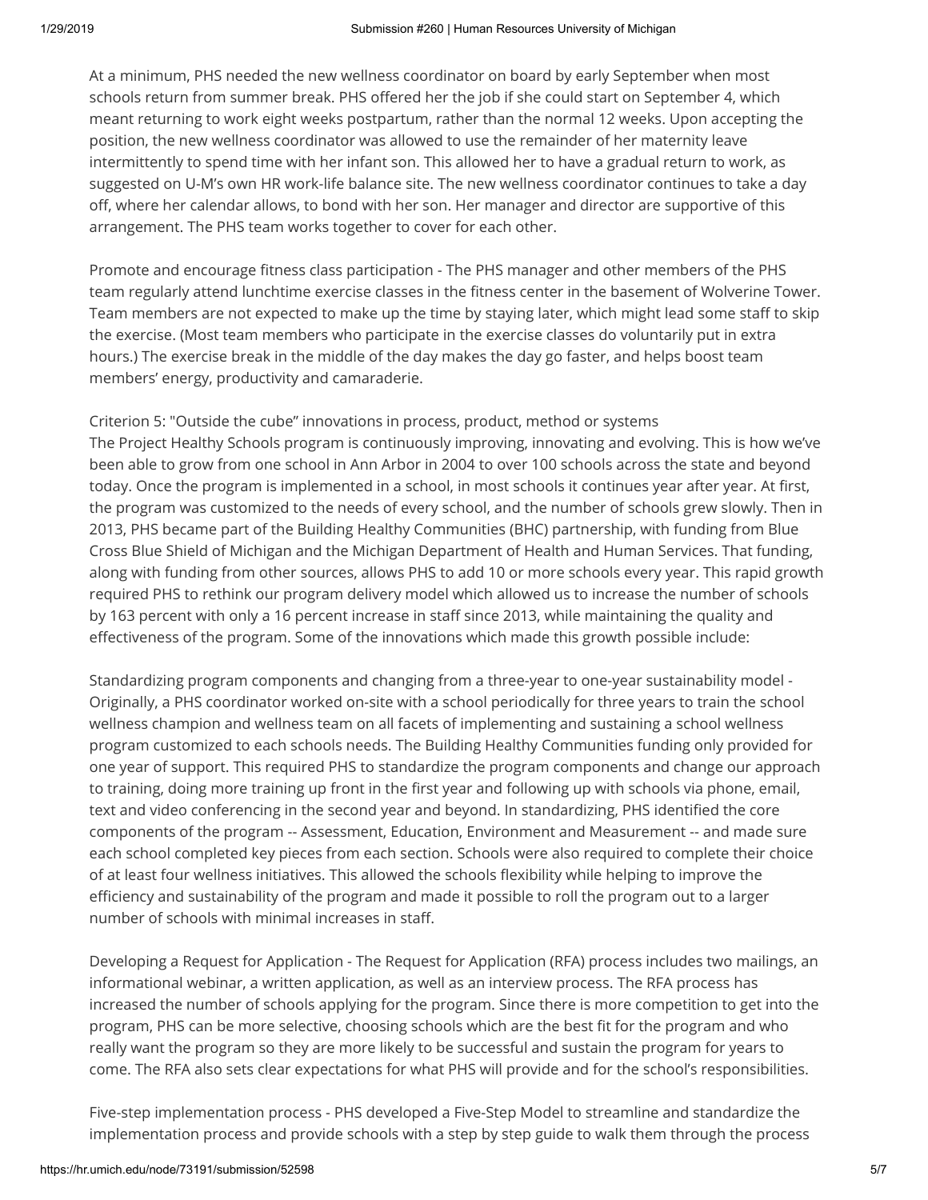At a minimum, PHS needed the new wellness coordinator on board by early September when most schools return from summer break. PHS offered her the job if she could start on September 4, which meant returning to work eight weeks postpartum, rather than the normal 12 weeks. Upon accepting the position, the new wellness coordinator was allowed to use the remainder of her maternity leave intermittently to spend time with her infant son. This allowed her to have a gradual return to work, as suggested on U-M's own HR work-life balance site. The new wellness coordinator continues to take a day off, where her calendar allows, to bond with her son. Her manager and director are supportive of this arrangement. The PHS team works together to cover for each other.

Promote and encourage fitness class participation - The PHS manager and other members of the PHS team regularly attend lunchtime exercise classes in the fitness center in the basement of Wolverine Tower. Team members are not expected to make up the time by staying later, which might lead some staff to skip the exercise. (Most team members who participate in the exercise classes do voluntarily put in extra hours.) The exercise break in the middle of the day makes the day go faster, and helps boost team members' energy, productivity and camaraderie.

Criterion 5: "Outside the cube" innovations in process, product, method or systems
The Project Healthy Schools program is continuously improving, innovating and evolving. This is how we've been able to grow from one school in Ann Arbor in 2004 to over 100 schools across the state and beyond today. Once the program is implemented in a school, in most schools it continues year after year. At first, the program was customized to the needs of every school, and the number of schools grew slowly. Then in 2013, PHS became part of the Building Healthy Communities (BHC) partnership, with funding from Blue Cross Blue Shield of Michigan and the Michigan Department of Health and Human Services. That funding, along with funding from other sources, allows PHS to add 10 or more schools every year. This rapid growth required PHS to rethink our program delivery model which allowed us to increase the number of schools by 163 percent with only a 16 percent increase in staff since 2013, while maintaining the quality and effectiveness of the program. Some of the innovations which made this growth possible include:

Standardizing program components and changing from a three-year to one-year sustainability model - Originally, a PHS coordinator worked on-site with a school periodically for three years to train the school wellness champion and wellness team on all facets of implementing and sustaining a school wellness program customized to each schools needs. The Building Healthy Communities funding only provided for one year of support. This required PHS to standardize the program components and change our approach to training, doing more training up front in the first year and following up with schools via phone, email, text and video conferencing in the second year and beyond. In standardizing, PHS identified the core components of the program -- Assessment, Education, Environment and Measurement -- and made sure each school completed key pieces from each section. Schools were also required to complete their choice of at least four wellness initiatives. This allowed the schools flexibility while helping to improve the efficiency and sustainability of the program and made it possible to roll the program out to a larger number of schools with minimal increases in staff.

Developing a Request for Application - The Request for Application (RFA) process includes two mailings, an informational webinar, a written application, as well as an interview process. The RFA process has increased the number of schools applying for the program. Since there is more competition to get into the program, PHS can be more selective, choosing schools which are the best fit for the program and who really want the program so they are more likely to be successful and sustain the program for years to come. The RFA also sets clear expectations for what PHS will provide and for the school's responsibilities.

Five-step implementation process - PHS developed a Five-Step Model to streamline and standardize the implementation process and provide schools with a step by step guide to walk them through the process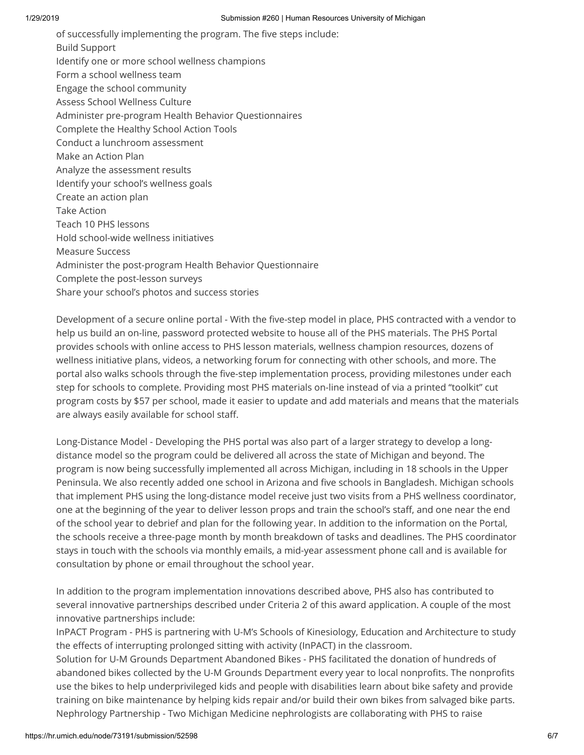of successfully implementing the program. The five steps include:

Build Support

Identify one or more school wellness champions

Form a school wellness team

Engage the school community

Assess School Wellness Culture

Administer pre-program Health Behavior Questionnaires

Complete the Healthy School Action Tools

Conduct a lunchroom assessment

Make an Action Plan

Analyze the assessment results

Identify your school's wellness goals

Create an action plan

Take Action

Teach 10 PHS lessons

Hold school-wide wellness initiatives

Measure Success

Administer the post-program Health Behavior Questionnaire

Complete the post-lesson surveys

Share your school's photos and success stories

Development of a secure online portal - With the five-step model in place, PHS contracted with a vendor to help us build an on-line, password protected website to house all of the PHS materials. The PHS Portal provides schools with online access to PHS lesson materials, wellness champion resources, dozens of wellness initiative plans, videos, a networking forum for connecting with other schools, and more. The portal also walks schools through the five-step implementation process, providing milestones under each step for schools to complete. Providing most PHS materials on-line instead of via a printed "toolkit" cut program costs by $57 per school, made it easier to update and add materials and means that the materials are always easily available for school staff.

Long-Distance Model - Developing the PHS portal was also part of a larger strategy to develop a long-distance model so the program could be delivered all across the state of Michigan and beyond. The program is now being successfully implemented all across Michigan, including in 18 schools in the Upper Peninsula. We also recently added one school in Arizona and five schools in Bangladesh. Michigan schools that implement PHS using the long-distance model receive just two visits from a PHS wellness coordinator, one at the beginning of the year to deliver lesson props and train the school's staff, and one near the end of the school year to debrief and plan for the following year. In addition to the information on the Portal, the schools receive a three-page month by month breakdown of tasks and deadlines. The PHS coordinator stays in touch with the schools via monthly emails, a mid-year assessment phone call and is available for consultation by phone or email throughout the school year.

In addition to the program implementation innovations described above, PHS also has contributed to several innovative partnerships described under Criteria 2 of this award application. A couple of the most innovative partnerships include:

InPACT Program - PHS is partnering with U-M's Schools of Kinesiology, Education and Architecture to study the effects of interrupting prolonged sitting with activity (InPACT) in the classroom.

Solution for U-M Grounds Department Abandoned Bikes - PHS facilitated the donation of hundreds of abandoned bikes collected by the U-M Grounds Department every year to local nonprofits. The nonprofits use the bikes to help underprivileged kids and people with disabilities learn about bike safety and provide training on bike maintenance by helping kids repair and/or build their own bikes from salvaged bike parts.

Nephrology Partnership - Two Michigan Medicine nephrologists are collaborating with PHS to raise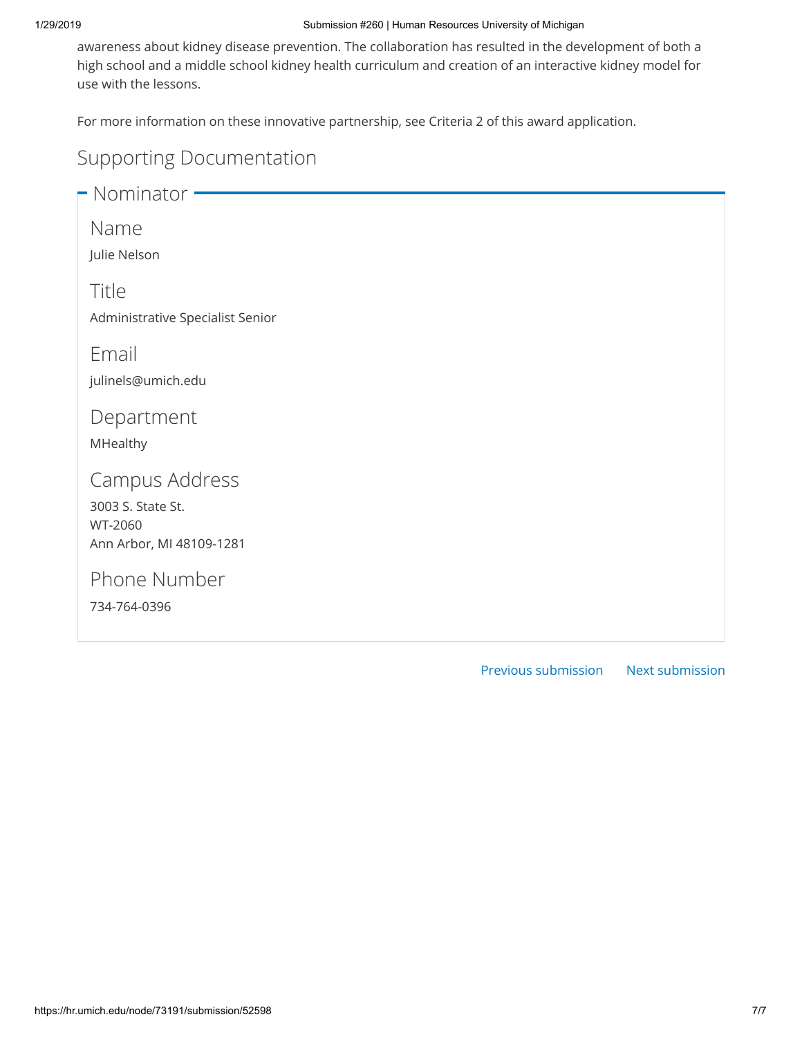awareness about kidney disease prevention. The collaboration has resulted in the development of both a high school and a middle school kidney health curriculum and creation of an interactive kidney model for use with the lessons.

For more information on these innovative partnership, see Criteria 2 of this award application.

## Supporting Documentation

### Nominator

#### Name

Julie Nelson

#### Title

Administrative Specialist Senior

#### Email

julinels@umich.edu

#### Department

MHealthy

#### Campus Address

3003 S. State St.
WT-2060
Ann Arbor, MI 48109-1281

#### Phone Number

734-764-0396

Previous submission    Next submission